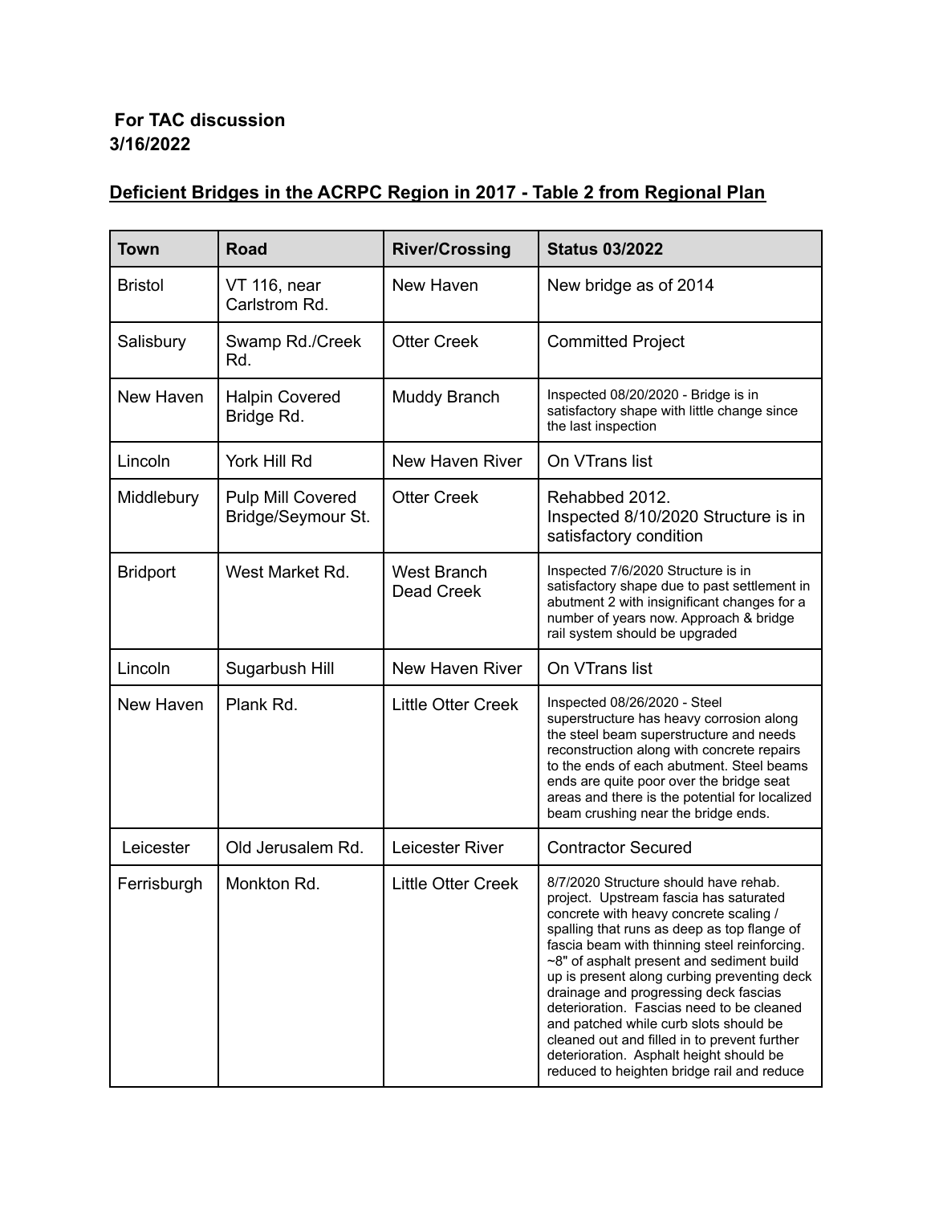**For TAC discussion**
**3/16/2022**

## Deficient Bridges in the ACRPC Region in 2017 - Table 2 from Regional Plan

| Town | Road | River/Crossing | Status 03/2022 |
|---|---|---|---|
| Bristol | VT 116, near Carlstrom Rd. | New Haven | New bridge as of 2014 |
| Salisbury | Swamp Rd./Creek Rd. | Otter Creek | Committed Project |
| New Haven | Halpin Covered Bridge Rd. | Muddy Branch | Inspected 08/20/2020 - Bridge is in satisfactory shape with little change since the last inspection |
| Lincoln | York Hill Rd | New Haven River | On VTrans list |
| Middlebury | Pulp Mill Covered Bridge/Seymour St. | Otter Creek | Rehabbed 2012. Inspected 8/10/2020 Structure is in satisfactory condition |
| Bridport | West Market Rd. | West Branch Dead Creek | Inspected 7/6/2020 Structure is in satisfactory shape due to past settlement in abutment 2 with insignificant changes for a number of years now. Approach & bridge rail system should be upgraded |
| Lincoln | Sugarbush Hill | New Haven River | On VTrans list |
| New Haven | Plank Rd. | Little Otter Creek | Inspected 08/26/2020 - Steel superstructure has heavy corrosion along the steel beam superstructure and needs reconstruction along with concrete repairs to the ends of each abutment. Steel beams ends are quite poor over the bridge seat areas and there is the potential for localized beam crushing near the bridge ends. |
| Leicester | Old Jerusalem Rd. | Leicester River | Contractor Secured |
| Ferrisburgh | Monkton Rd. | Little Otter Creek | 8/7/2020 Structure should have rehab. project. Upstream fascia has saturated concrete with heavy concrete scaling / spalling that runs as deep as top flange of fascia beam with thinning steel reinforcing. ~8" of asphalt present and sediment build up is present along curbing preventing deck drainage and progressing deck fascias deterioration. Fascias need to be cleaned and patched while curb slots should be cleaned out and filled in to prevent further deterioration. Asphalt height should be reduced to heighten bridge rail and reduce |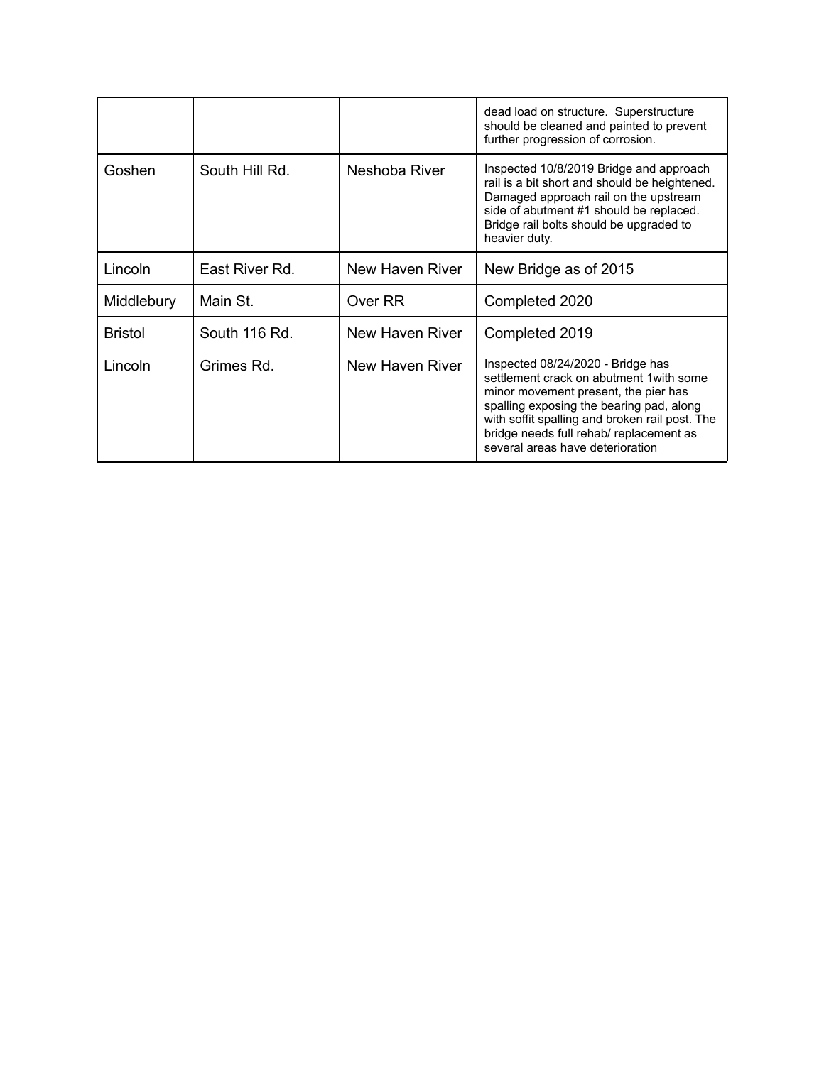| | | | |
|---|---|---|---|
| | | | dead load on structure. Superstructure should be cleaned and painted to prevent further progression of corrosion. |
| Goshen | South Hill Rd. | Neshoba River | Inspected 10/8/2019 Bridge and approach rail is a bit short and should be heightened. Damaged approach rail on the upstream side of abutment #1 should be replaced. Bridge rail bolts should be upgraded to heavier duty. |
| Lincoln | East River Rd. | New Haven River | New Bridge as of 2015 |
| Middlebury | Main St. | Over RR | Completed 2020 |
| Bristol | South 116 Rd. | New Haven River | Completed 2019 |
| Lincoln | Grimes Rd. | New Haven River | Inspected 08/24/2020 - Bridge has settlement crack on abutment 1with some minor movement present, the pier has spalling exposing the bearing pad, along with soffit spalling and broken rail post. The bridge needs full rehab/ replacement as several areas have deterioration |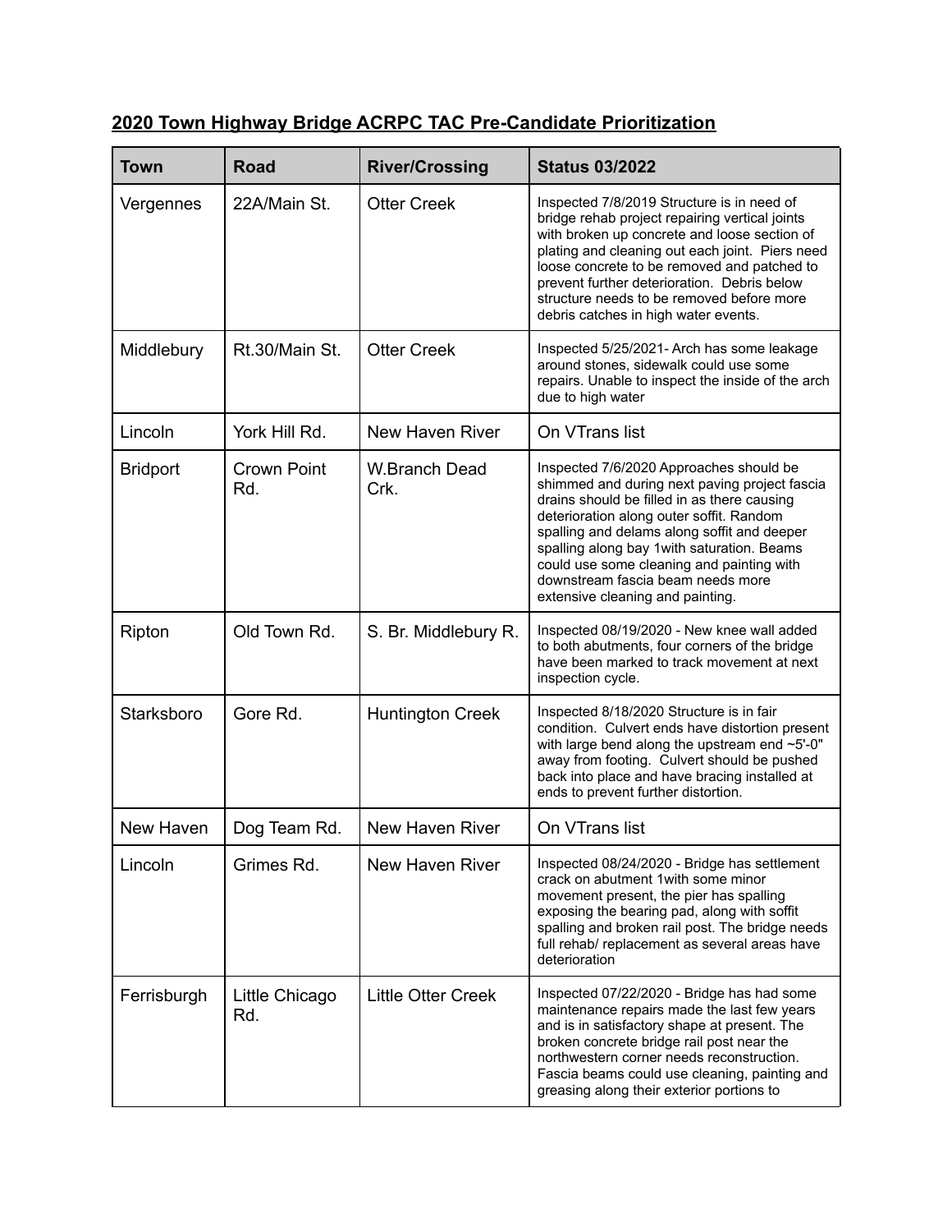## **2020 Town Highway Bridge ACRPC TAC Pre-Candidate Prioritization**

| Town | Road | River/Crossing | Status 03/2022 |
|---|---|---|---|
| Vergennes | 22A/Main St. | Otter Creek | Inspected 7/8/2019 Structure is in need of bridge rehab project repairing vertical joints with broken up concrete and loose section of plating and cleaning out each joint. Piers need loose concrete to be removed and patched to prevent further deterioration. Debris below structure needs to be removed before more debris catches in high water events. |
| Middlebury | Rt.30/Main St. | Otter Creek | Inspected 5/25/2021- Arch has some leakage around stones, sidewalk could use some repairs. Unable to inspect the inside of the arch due to high water |
| Lincoln | York Hill Rd. | New Haven River | On VTrans list |
| Bridport | Crown Point Rd. | W.Branch Dead Crk. | Inspected 7/6/2020 Approaches should be shimmed and during next paving project fascia drains should be filled in as there causing deterioration along outer soffit. Random spalling and delams along soffit and deeper spalling along bay 1with saturation. Beams could use some cleaning and painting with downstream fascia beam needs more extensive cleaning and painting. |
| Ripton | Old Town Rd. | S. Br. Middlebury R. | Inspected 08/19/2020 - New knee wall added to both abutments, four corners of the bridge have been marked to track movement at next inspection cycle. |
| Starksboro | Gore Rd. | Huntington Creek | Inspected 8/18/2020 Structure is in fair condition. Culvert ends have distortion present with large bend along the upstream end ~5'-0" away from footing. Culvert should be pushed back into place and have bracing installed at ends to prevent further distortion. |
| New Haven | Dog Team Rd. | New Haven River | On VTrans list |
| Lincoln | Grimes Rd. | New Haven River | Inspected 08/24/2020 - Bridge has settlement crack on abutment 1with some minor movement present, the pier has spalling exposing the bearing pad, along with soffit spalling and broken rail post. The bridge needs full rehab/ replacement as several areas have deterioration |
| Ferrisburgh | Little Chicago Rd. | Little Otter Creek | Inspected 07/22/2020 - Bridge has had some maintenance repairs made the last few years and is in satisfactory shape at present. The broken concrete bridge rail post near the northwestern corner needs reconstruction. Fascia beams could use cleaning, painting and greasing along their exterior portions to |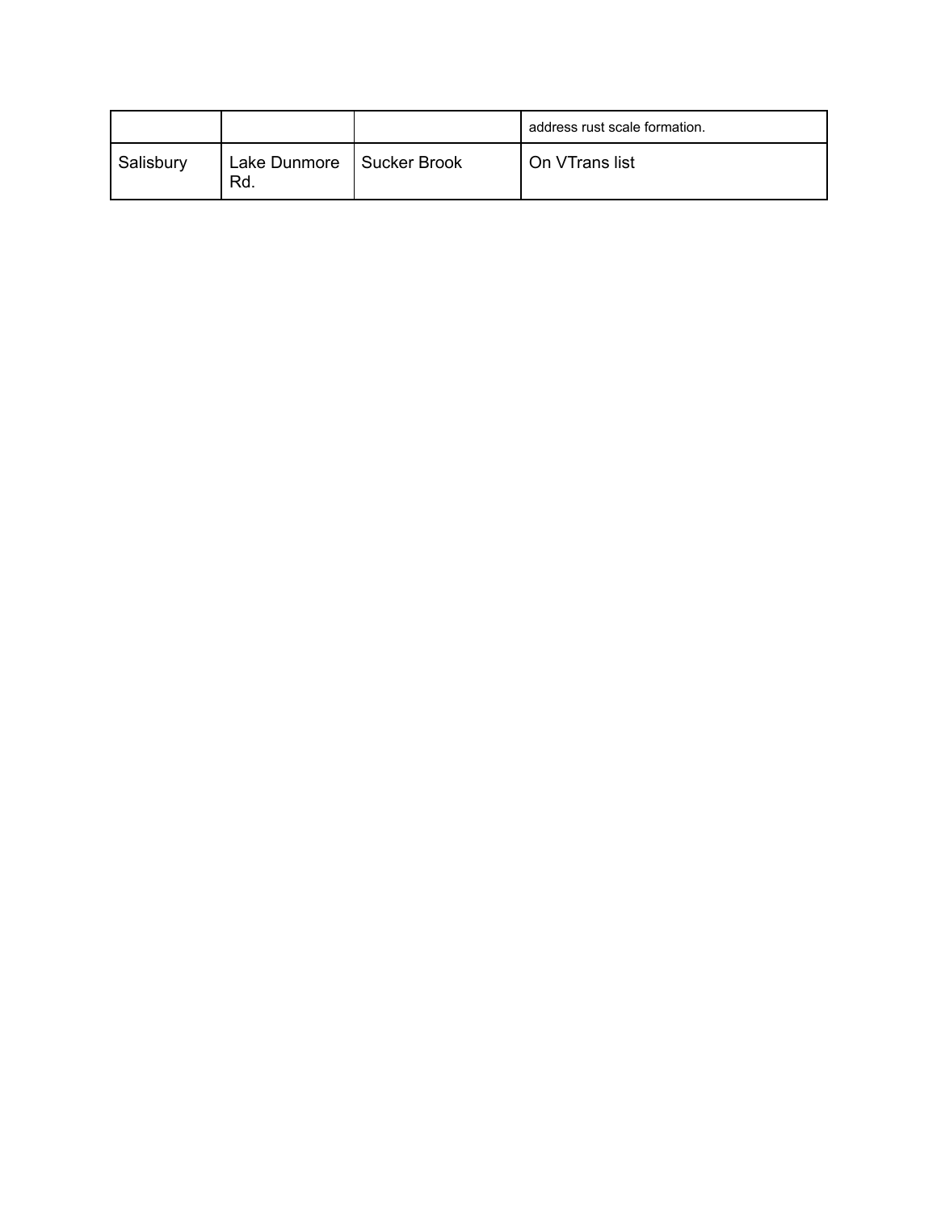| | | | |
|---|---|---|---|
| | | | address rust scale formation. |
| Salisbury | Lake Dunmore Rd. | Sucker Brook | On VTrans list |